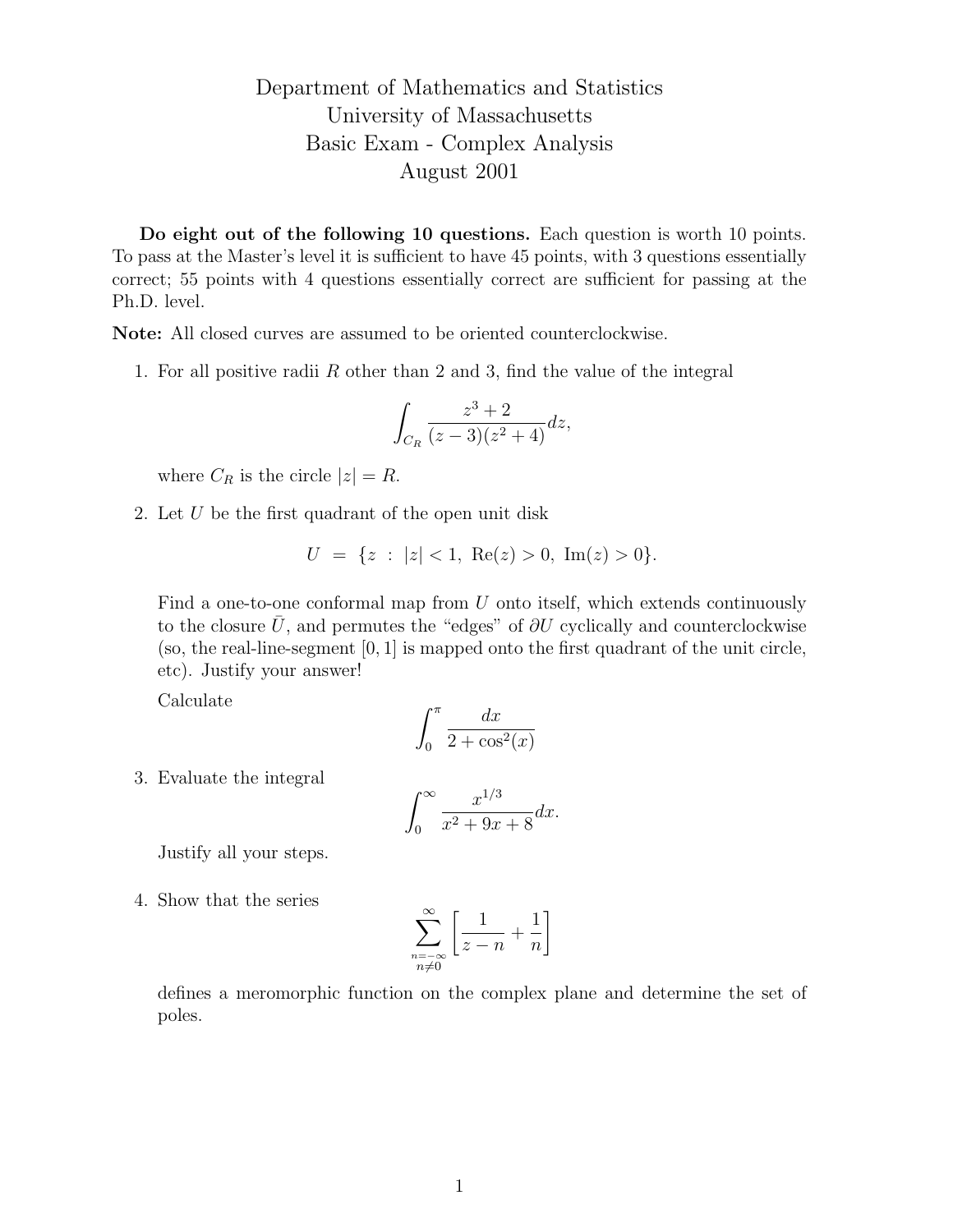# Department of Mathematics and Statistics
# University of Massachusetts
# Basic Exam - Complex Analysis
# August 2001

**Do eight out of the following 10 questions.** Each question is worth 10 points. To pass at the Master's level it is sufficient to have 45 points, with 3 questions essentially correct; 55 points with 4 questions essentially correct are sufficient for passing at the Ph.D. level.

**Note:** All closed curves are assumed to be oriented counterclockwise.

1. For all positive radii $R$ other than 2 and 3, find the value of the integral

$$\int_{C_R} \frac{z^3+2}{(z-3)(z^2+4)} dz,$$

where $C_R$ is the circle $|z| = R$.

2. Let $U$ be the first quadrant of the open unit disk

$$U \; = \; \{z \; : \; |z| < 1, \; \mathrm{Re}(z) > 0, \; \mathrm{Im}(z) > 0\}.$$

Find a one-to-one conformal map from $U$ onto itself, which extends continuously to the closure $\bar{U}$, and permutes the "edges" of $\partial U$ cyclically and counterclockwise (so, the real-line-segment $[0,1]$ is mapped onto the first quadrant of the unit circle, etc). Justify your answer!

Calculate

$$\int_0^\pi \frac{dx}{2+\cos^2(x)}$$

3. Evaluate the integral

$$\int_0^\infty \frac{x^{1/3}}{x^2+9x+8} dx.$$

Justify all your steps.

4. Show that the series

$$\sum_{\substack{n=-\infty \\ n \neq 0}}^{\infty} \left[ \frac{1}{z-n} + \frac{1}{n} \right]$$

defines a meromorphic function on the complex plane and determine the set of poles.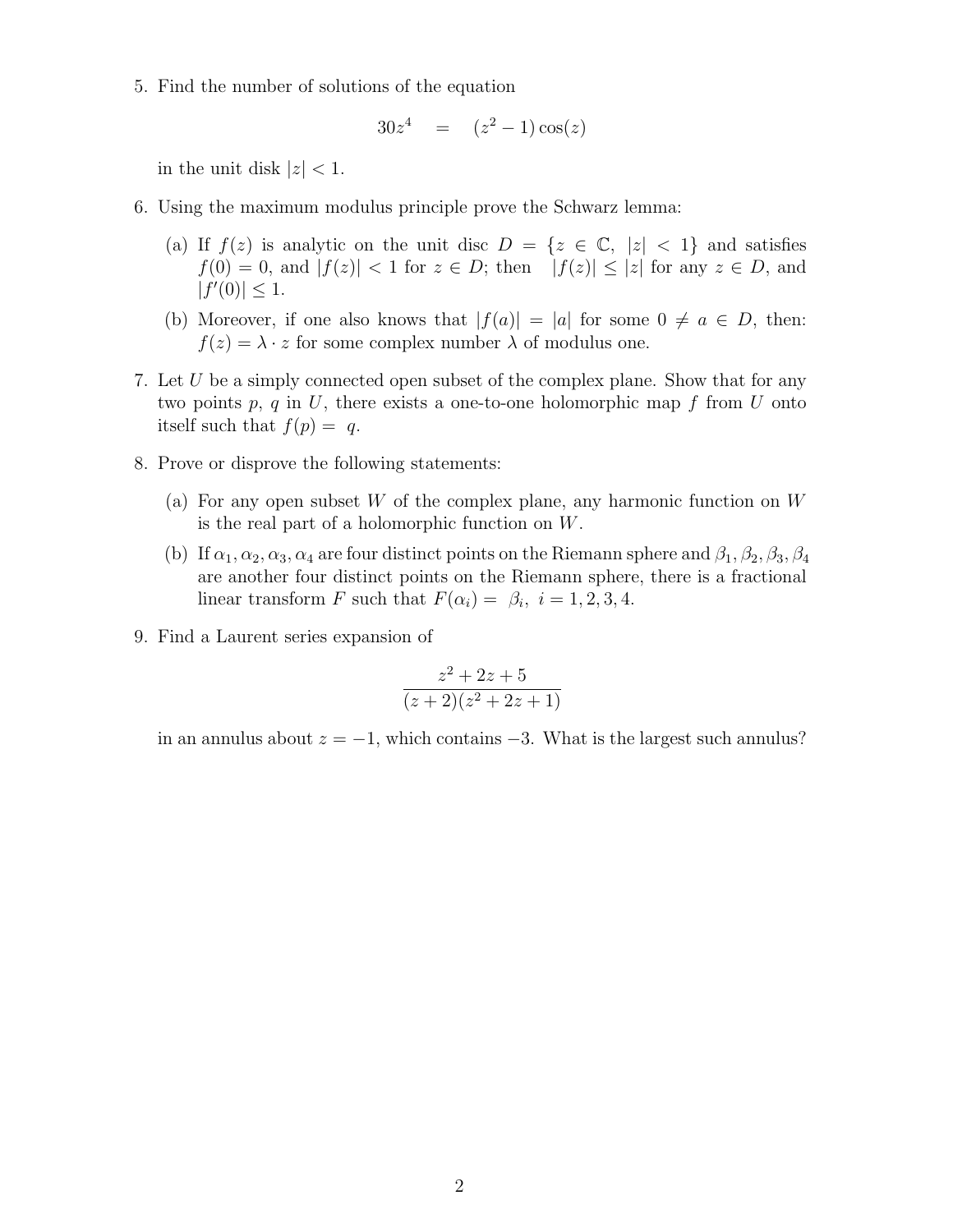5. Find the number of solutions of the equation

$$30z^4 \quad = \quad (z^2 - 1)\cos(z)$$

in the unit disk $|z| < 1$.

6. Using the maximum modulus principle prove the Schwarz lemma:

   (a) If $f(z)$ is analytic on the unit disc $D = \{z \in \mathbb{C},\ |z| < 1\}$ and satisfies $f(0) = 0$, and $|f(z)| < 1$ for $z \in D$; then $|f(z)| \leq |z|$ for any $z \in D$, and $|f'(0)| \leq 1$.

   (b) Moreover, if one also knows that $|f(a)| = |a|$ for some $0 \neq a \in D$, then: $f(z) = \lambda \cdot z$ for some complex number $\lambda$ of modulus one.

7. Let $U$ be a simply connected open subset of the complex plane. Show that for any two points $p$, $q$ in $U$, there exists a one-to-one holomorphic map $f$ from $U$ onto itself such that $f(p) = q$.

8. Prove or disprove the following statements:

   (a) For any open subset $W$ of the complex plane, any harmonic function on $W$ is the real part of a holomorphic function on $W$.

   (b) If $\alpha_1, \alpha_2, \alpha_3, \alpha_4$ are four distinct points on the Riemann sphere and $\beta_1, \beta_2, \beta_3, \beta_4$ are another four distinct points on the Riemann sphere, there is a fractional linear transform $F$ such that $F(\alpha_i) = \beta_i,\ i = 1, 2, 3, 4$.

9. Find a Laurent series expansion of

$$\frac{z^2 + 2z + 5}{(z+2)(z^2 + 2z + 1)}$$

in an annulus about $z = -1$, which contains $-3$. What is the largest such annulus?